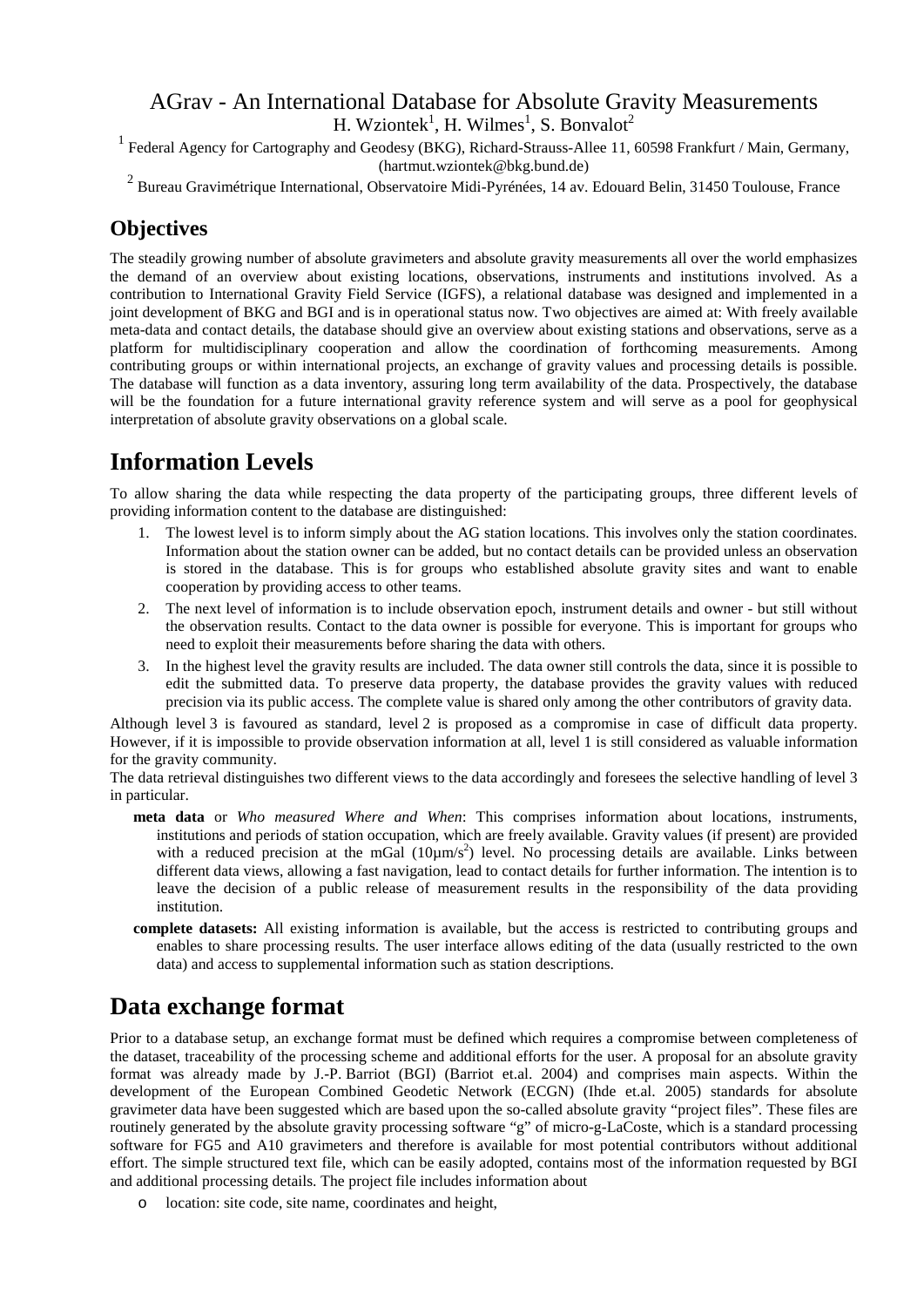# AGrav - An International Database for Absolute Gravity Measurements

H. Wziontek[1], H. Wilmes[1], S. Bonvalot[2]

[1] Federal Agency for Cartography and Geodesy (BKG), Richard-Strauss-Allee 11, 60598 Frankfurt / Main, Germany, (hartmut.wziontek@bkg.bund.de)

[2] Bureau Gravimétrique International, Observatoire Midi-Pyrénées, 14 av. Edouard Belin, 31450 Toulouse, France

## Objectives

The steadily growing number of absolute gravimeters and absolute gravity measurements all over the world emphasizes the demand of an overview about existing locations, observations, instruments and institutions involved. As a contribution to International Gravity Field Service (IGFS), a relational database was designed and implemented in a joint development of BKG and BGI and is in operational status now. Two objectives are aimed at: With freely available meta-data and contact details, the database should give an overview about existing stations and observations, serve as a platform for multidisciplinary cooperation and allow the coordination of forthcoming measurements. Among contributing groups or within international projects, an exchange of gravity values and processing details is possible. The database will function as a data inventory, assuring long term availability of the data. Prospectively, the database will be the foundation for a future international gravity reference system and will serve as a pool for geophysical interpretation of absolute gravity observations on a global scale.

## Information Levels

To allow sharing the data while respecting the data property of the participating groups, three different levels of providing information content to the database are distinguished:

1. The lowest level is to inform simply about the AG station locations. This involves only the station coordinates. Information about the station owner can be added, but no contact details can be provided unless an observation is stored in the database. This is for groups who established absolute gravity sites and want to enable cooperation by providing access to other teams.
2. The next level of information is to include observation epoch, instrument details and owner - but still without the observation results. Contact to the data owner is possible for everyone. This is important for groups who need to exploit their measurements before sharing the data with others.
3. In the highest level the gravity results are included. The data owner still controls the data, since it is possible to edit the submitted data. To preserve data property, the database provides the gravity values with reduced precision via its public access. The complete value is shared only among the other contributors of gravity data.

Although level 3 is favoured as standard, level 2 is proposed as a compromise in case of difficult data property. However, if it is impossible to provide observation information at all, level 1 is still considered as valuable information for the gravity community.

The data retrieval distinguishes two different views to the data accordingly and foresees the selective handling of level 3 in particular.

- **meta data** or *Who measured Where and When*: This comprises information about locations, instruments, institutions and periods of station occupation, which are freely available. Gravity values (if present) are provided with a reduced precision at the mGal ($10\mu m/s^2$) level. No processing details are available. Links between different data views, allowing a fast navigation, lead to contact details for further information. The intention is to leave the decision of a public release of measurement results in the responsibility of the data providing institution.
- **complete datasets:** All existing information is available, but the access is restricted to contributing groups and enables to share processing results. The user interface allows editing of the data (usually restricted to the own data) and access to supplemental information such as station descriptions.

## Data exchange format

Prior to a database setup, an exchange format must be defined which requires a compromise between completeness of the dataset, traceability of the processing scheme and additional efforts for the user. A proposal for an absolute gravity format was already made by J.-P. Barriot (BGI) (Barriot et.al. 2004) and comprises main aspects. Within the development of the European Combined Geodetic Network (ECGN) (Ihde et.al. 2005) standards for absolute gravimeter data have been suggested which are based upon the so-called absolute gravity "project files". These files are routinely generated by the absolute gravity processing software "g" of micro-g-LaCoste, which is a standard processing software for FG5 and A10 gravimeters and therefore is available for most potential contributors without additional effort. The simple structured text file, which can be easily adopted, contains most of the information requested by BGI and additional processing details. The project file includes information about

- location: site code, site name, coordinates and height,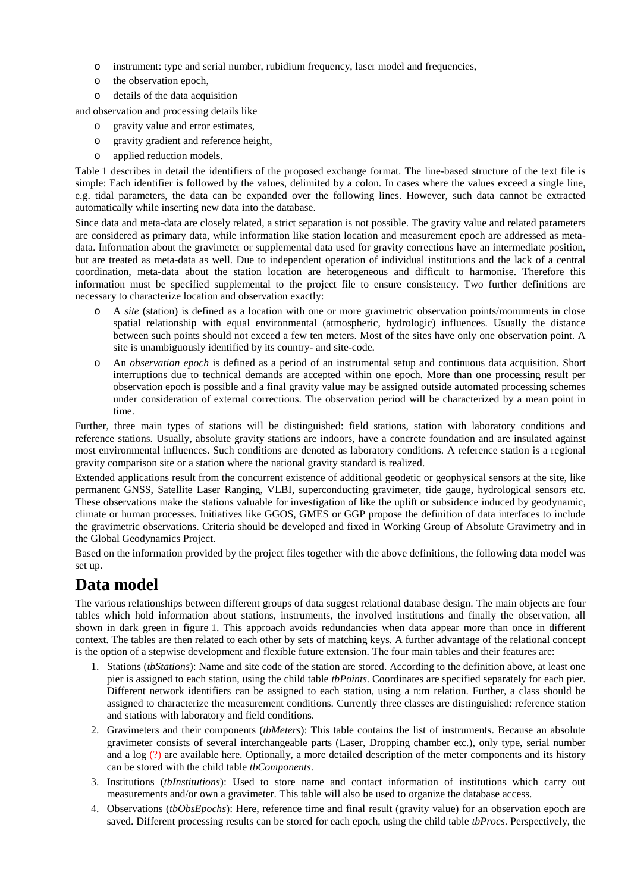- instrument: type and serial number, rubidium frequency, laser model and frequencies,
- the observation epoch,
- details of the data acquisition

and observation and processing details like

- gravity value and error estimates,
- gravity gradient and reference height,
- applied reduction models.

Table 1 describes in detail the identifiers of the proposed exchange format. The line-based structure of the text file is simple: Each identifier is followed by the values, delimited by a colon. In cases where the values exceed a single line, e.g. tidal parameters, the data can be expanded over the following lines. However, such data cannot be extracted automatically while inserting new data into the database.

Since data and meta-data are closely related, a strict separation is not possible. The gravity value and related parameters are considered as primary data, while information like station location and measurement epoch are addressed as meta-data. Information about the gravimeter or supplemental data used for gravity corrections have an intermediate position, but are treated as meta-data as well. Due to independent operation of individual institutions and the lack of a central coordination, meta-data about the station location are heterogeneous and difficult to harmonise. Therefore this information must be specified supplemental to the project file to ensure consistency. Two further definitions are necessary to characterize location and observation exactly:

- A *site* (station) is defined as a location with one or more gravimetric observation points/monuments in close spatial relationship with equal environmental (atmospheric, hydrologic) influences. Usually the distance between such points should not exceed a few ten meters. Most of the sites have only one observation point. A site is unambiguously identified by its country- and site-code.
- An *observation epoch* is defined as a period of an instrumental setup and continuous data acquisition. Short interruptions due to technical demands are accepted within one epoch. More than one processing result per observation epoch is possible and a final gravity value may be assigned outside automated processing schemes under consideration of external corrections. The observation period will be characterized by a mean point in time.

Further, three main types of stations will be distinguished: field stations, station with laboratory conditions and reference stations. Usually, absolute gravity stations are indoors, have a concrete foundation and are insulated against most environmental influences. Such conditions are denoted as laboratory conditions. A reference station is a regional gravity comparison site or a station where the national gravity standard is realized.

Extended applications result from the concurrent existence of additional geodetic or geophysical sensors at the site, like permanent GNSS, Satellite Laser Ranging, VLBI, superconducting gravimeter, tide gauge, hydrological sensors etc. These observations make the stations valuable for investigation of like the uplift or subsidence induced by geodynamic, climate or human processes. Initiatives like GGOS, GMES or GGP propose the definition of data interfaces to include the gravimetric observations. Criteria should be developed and fixed in Working Group of Absolute Gravimetry and in the Global Geodynamics Project.

Based on the information provided by the project files together with the above definitions, the following data model was set up.

# Data model

The various relationships between different groups of data suggest relational database design. The main objects are four tables which hold information about stations, instruments, the involved institutions and finally the observation, all shown in dark green in figure 1. This approach avoids redundancies when data appear more than once in different context. The tables are then related to each other by sets of matching keys. A further advantage of the relational concept is the option of a stepwise development and flexible future extension. The four main tables and their features are:

1. Stations (*tbStations*): Name and site code of the station are stored. According to the definition above, at least one pier is assigned to each station, using the child table *tbPoints*. Coordinates are specified separately for each pier. Different network identifiers can be assigned to each station, using a n:m relation. Further, a class should be assigned to characterize the measurement conditions. Currently three classes are distinguished: reference station and stations with laboratory and field conditions.
2. Gravimeters and their components (*tbMeters*): This table contains the list of instruments. Because an absolute gravimeter consists of several interchangeable parts (Laser, Dropping chamber etc.), only type, serial number and a log (?) are available here. Optionally, a more detailed description of the meter components and its history can be stored with the child table *tbComponents*.
3. Institutions (*tbInstitutions*): Used to store name and contact information of institutions which carry out measurements and/or own a gravimeter. This table will also be used to organize the database access.
4. Observations (*tbObsEpochs*): Here, reference time and final result (gravity value) for an observation epoch are saved. Different processing results can be stored for each epoch, using the child table *tbProcs*. Perspectively, the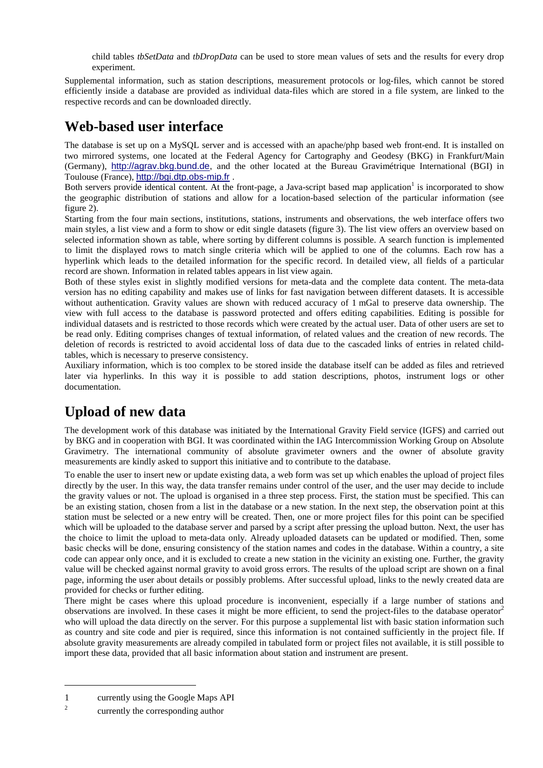child tables *tbSetData* and *tbDropData* can be used to store mean values of sets and the results for every drop experiment.

Supplemental information, such as station descriptions, measurement protocols or log-files, which cannot be stored efficiently inside a database are provided as individual data-files which are stored in a file system, are linked to the respective records and can be downloaded directly.

# Web-based user interface

The database is set up on a MySQL server and is accessed with an apache/php based web front-end. It is installed on two mirrored systems, one located at the Federal Agency for Cartography and Geodesy (BKG) in Frankfurt/Main (Germany), http://agrav.bkg.bund.de, and the other located at the Bureau Gravimétrique International (BGI) in Toulouse (France), http://bgi.dtp.obs-mip.fr .

Both servers provide identical content. At the front-page, a Java-script based map application[1] is incorporated to show the geographic distribution of stations and allow for a location-based selection of the particular information (see figure 2).

Starting from the four main sections, institutions, stations, instruments and observations, the web interface offers two main styles, a list view and a form to show or edit single datasets (figure 3). The list view offers an overview based on selected information shown as table, where sorting by different columns is possible. A search function is implemented to limit the displayed rows to match single criteria which will be applied to one of the columns. Each row has a hyperlink which leads to the detailed information for the specific record. In detailed view, all fields of a particular record are shown. Information in related tables appears in list view again.

Both of these styles exist in slightly modified versions for meta-data and the complete data content. The meta-data version has no editing capability and makes use of links for fast navigation between different datasets. It is accessible without authentication. Gravity values are shown with reduced accuracy of 1 mGal to preserve data ownership. The view with full access to the database is password protected and offers editing capabilities. Editing is possible for individual datasets and is restricted to those records which were created by the actual user. Data of other users are set to be read only. Editing comprises changes of textual information, of related values and the creation of new records. The deletion of records is restricted to avoid accidental loss of data due to the cascaded links of entries in related child-tables, which is necessary to preserve consistency.

Auxiliary information, which is too complex to be stored inside the database itself can be added as files and retrieved later via hyperlinks. In this way it is possible to add station descriptions, photos, instrument logs or other documentation.

# Upload of new data

The development work of this database was initiated by the International Gravity Field service (IGFS) and carried out by BKG and in cooperation with BGI. It was coordinated within the IAG Intercommission Working Group on Absolute Gravimetry. The international community of absolute gravimeter owners and the owner of absolute gravity measurements are kindly asked to support this initiative and to contribute to the database.

To enable the user to insert new or update existing data, a web form was set up which enables the upload of project files directly by the user. In this way, the data transfer remains under control of the user, and the user may decide to include the gravity values or not. The upload is organised in a three step process. First, the station must be specified. This can be an existing station, chosen from a list in the database or a new station. In the next step, the observation point at this station must be selected or a new entry will be created. Then, one or more project files for this point can be specified which will be uploaded to the database server and parsed by a script after pressing the upload button. Next, the user has the choice to limit the upload to meta-data only. Already uploaded datasets can be updated or modified. Then, some basic checks will be done, ensuring consistency of the station names and codes in the database. Within a country, a site code can appear only once, and it is excluded to create a new station in the vicinity an existing one. Further, the gravity value will be checked against normal gravity to avoid gross errors. The results of the upload script are shown on a final page, informing the user about details or possibly problems. After successful upload, links to the newly created data are provided for checks or further editing.

There might be cases where this upload procedure is inconvenient, especially if a large number of stations and observations are involved. In these cases it might be more efficient, to send the project-files to the database operator[2] who will upload the data directly on the server. For this purpose a supplemental list with basic station information such as country and site code and pier is required, since this information is not contained sufficiently in the project file. If absolute gravity measurements are already compiled in tabulated form or project files not available, it is still possible to import these data, provided that all basic information about station and instrument are present.

---

1 currently using the Google Maps API

2 currently the corresponding author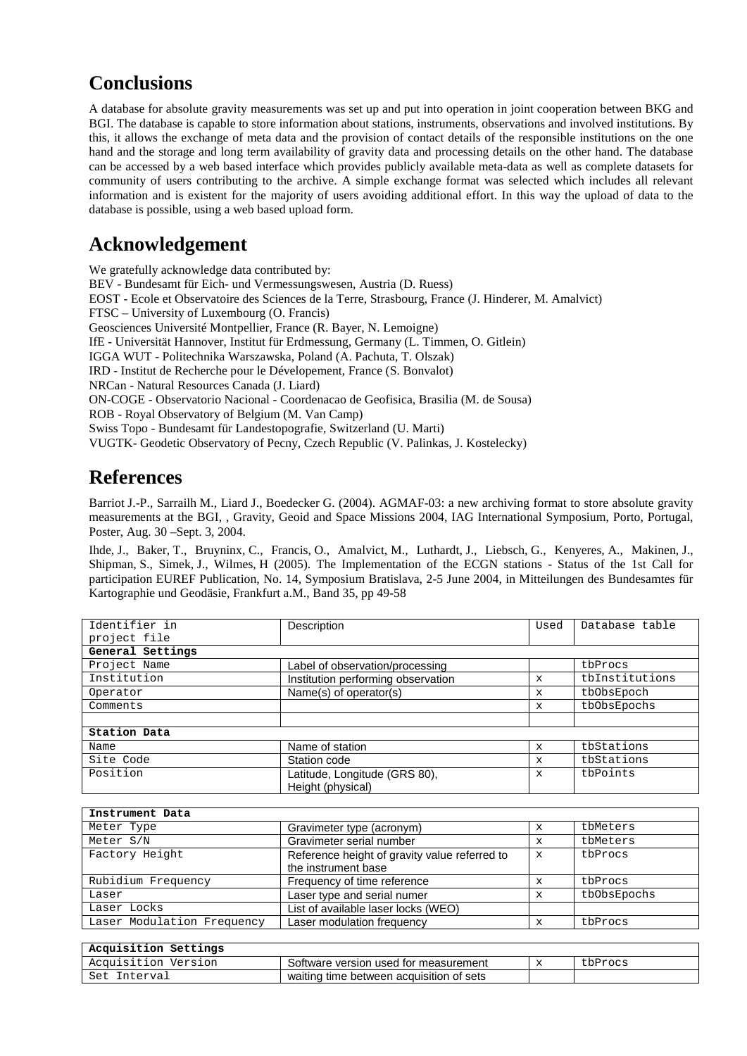# Conclusions

A database for absolute gravity measurements was set up and put into operation in joint cooperation between BKG and BGI. The database is capable to store information about stations, instruments, observations and involved institutions. By this, it allows the exchange of meta data and the provision of contact details of the responsible institutions on the one hand and the storage and long term availability of gravity data and processing details on the other hand. The database can be accessed by a web based interface which provides publicly available meta-data as well as complete datasets for community of users contributing to the archive. A simple exchange format was selected which includes all relevant information and is existent for the majority of users avoiding additional effort. In this way the upload of data to the database is possible, using a web based upload form.

# Acknowledgement

We gratefully acknowledge data contributed by:
BEV - Bundesamt für Eich- und Vermessungswesen, Austria (D. Ruess)
EOST - Ecole et Observatoire des Sciences de la Terre, Strasbourg, France (J. Hinderer, M. Amalvict)
FTSC – University of Luxembourg (O. Francis)
Geosciences Université Montpellier, France (R. Bayer, N. Lemoigne)
IfE - Universität Hannover, Institut für Erdmessung, Germany (L. Timmen, O. Gitlein)
IGGA WUT - Politechnika Warszawska, Poland (A. Pachuta, T. Olszak)
IRD - Institut de Recherche pour le Dévelopement, France (S. Bonvalot)
NRCan - Natural Resources Canada (J. Liard)
ON-COGE - Observatorio Nacional - Coordenacao de Geofisica, Brasilia (M. de Sousa)
ROB - Royal Observatory of Belgium (M. Van Camp)
Swiss Topo - Bundesamt für Landestopografie, Switzerland (U. Marti)
VUGTK- Geodetic Observatory of Pecny, Czech Republic (V. Palinkas, J. Kostelecky)

# References

Barriot J.-P., Sarrailh M., Liard J., Boedecker G. (2004). AGMAF-03: a new archiving format to store absolute gravity measurements at the BGI, , Gravity, Geoid and Space Missions 2004, IAG International Symposium, Porto, Portugal, Poster, Aug. 30 –Sept. 3, 2004.

Ihde, J., Baker, T., Bruyninx, C., Francis, O., Amalvict, M., Luthardt, J., Liebsch, G., Kenyeres, A., Makinen, J., Shipman, S., Simek, J., Wilmes, H (2005). The Implementation of the ECGN stations - Status of the 1st Call for participation EUREF Publication, No. 14, Symposium Bratislava, 2-5 June 2004, in Mitteilungen des Bundesamtes für Kartographie und Geodäsie, Frankfurt a.M., Band 35, pp 49-58

| Identifier in project file | Description | Used | Database table |
|---|---|---|---|
| **General Settings** | | | |
| Project Name | Label of observation/processing | | tbProcs |
| Institution | Institution performing observation | x | tbInstitutions |
| Operator | Name(s) of operator(s) | x | tbObsEpoch |
| Comments | | x | tbObsEpochs |
| | | | |
| **Station Data** | | | |
| Name | Name of station | x | tbStations |
| Site Code | Station code | x | tbStations |
| Position | Latitude, Longitude (GRS 80), Height (physical) | x | tbPoints |
| **Instrument Data** | | | |
| Meter Type | Gravimeter type (acronym) | x | tbMeters |
| Meter S/N | Gravimeter serial number | x | tbMeters |
| Factory Height | Reference height of gravity value referred to the instrument base | x | tbProcs |
| Rubidium Frequency | Frequency of time reference | x | tbProcs |
| Laser | Laser type and serial numer | x | tbObsEpochs |
| Laser Locks | List of available laser locks (WEO) | | |
| Laser Modulation Frequency | Laser modulation frequency | x | tbProcs |
| **Acquisition Settings** | | | |
| Acquisition Version | Software version used for measurement | x | tbProcs |
| Set Interval | waiting time between acquisition of sets | | |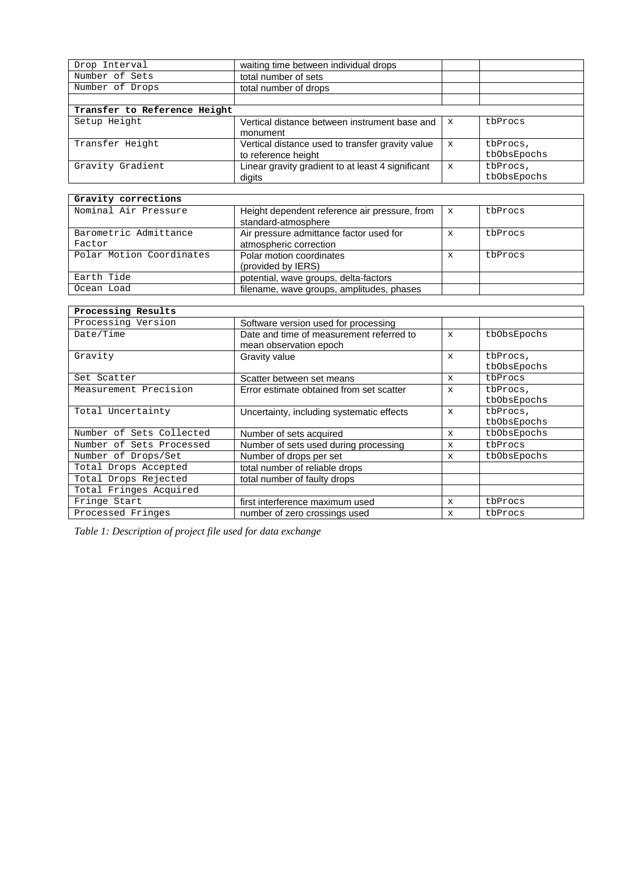| | | | |
|---|---|---|---|
| Drop Interval | waiting time between individual drops | | |
| Number of Sets | total number of sets | | |
| Number of Drops | total number of drops | | |
| | | | |
| **Transfer to Reference Height** | | | |
| Setup Height | Vertical distance between instrument base and monument | x | tbProcs |
| Transfer Height | Vertical distance used to transfer gravity value to reference height | x | tbProcs, tbObsEpochs |
| Gravity Gradient | Linear gravity gradient to at least 4 significant digits | x | tbProcs, tbObsEpochs |

| **Gravity corrections** | | | |
|---|---|---|---|
| Nominal Air Pressure | Height dependent reference air pressure, from standard-atmosphere | x | tbProcs |
| Barometric Admittance Factor | Air pressure admittance factor used for atmospheric correction | x | tbProcs |
| Polar Motion Coordinates | Polar motion coordinates (provided by IERS) | x | tbProcs |
| Earth Tide | potential, wave groups, delta-factors | | |
| Ocean Load | filename, wave groups, amplitudes, phases | | |

| **Processing Results** | | | |
|---|---|---|---|
| Processing Version | Software version used for processing | | |
| Date/Time | Date and time of measurement referred to mean observation epoch | x | tbObsEpochs |
| Gravity | Gravity value | x | tbProcs, tbObsEpochs |
| Set Scatter | Scatter between set means | x | tbProcs |
| Measurement Precision | Error estimate obtained from set scatter | x | tbProcs, tbObsEpochs |
| Total Uncertainty | Uncertainty, including systematic effects | x | tbProcs, tbObsEpochs |
| Number of Sets Collected | Number of sets acquired | x | tbObsEpochs |
| Number of Sets Processed | Number of sets used during processing | x | tbProcs |
| Number of Drops/Set | Number of drops per set | x | tbObsEpochs |
| Total Drops Accepted | total number of reliable drops | | |
| Total Drops Rejected | total number of faulty drops | | |
| Total Fringes Acquired | | | |
| Fringe Start | first interference maximum used | x | tbProcs |
| Processed Fringes | number of zero crossings used | x | tbProcs |

*Table 1: Description of project file used for data exchange*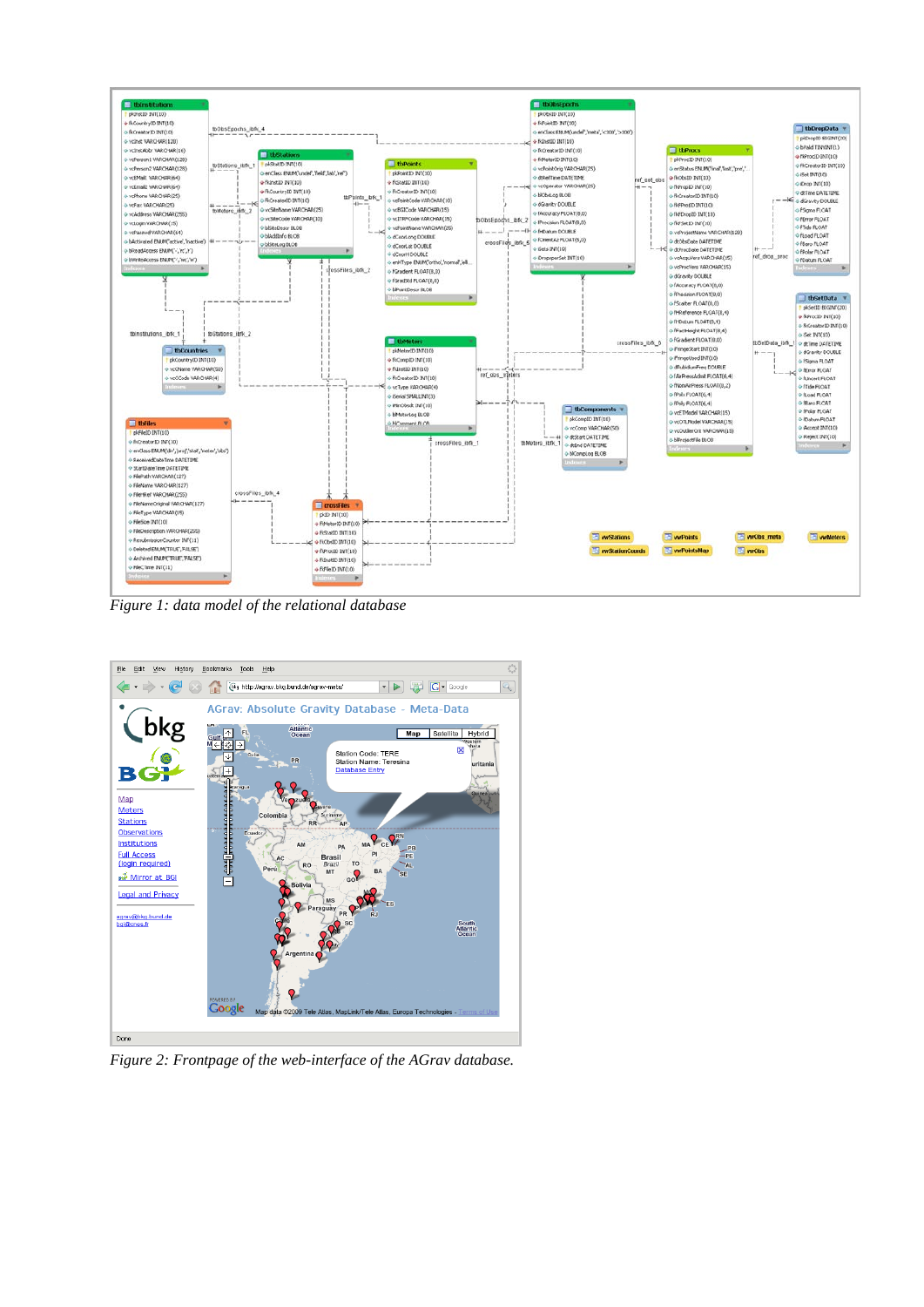*Figure 1: data model of the relational database*

*Figure 2: Frontpage of the web-interface of the AGrav database.*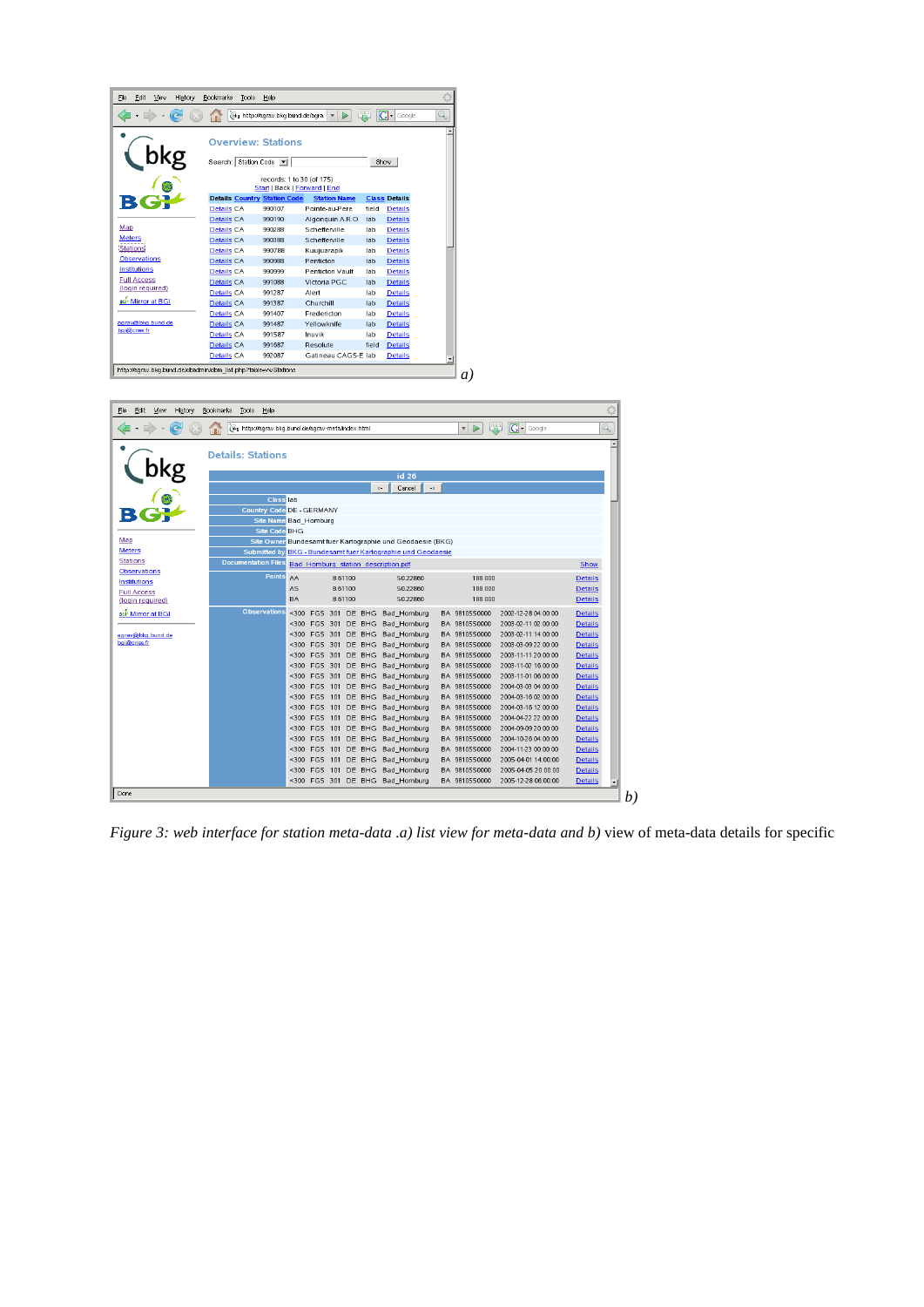a)

b)

*Figure 3: web interface for station meta-data .a) list view for meta-data and b)* view of meta-data details for specific